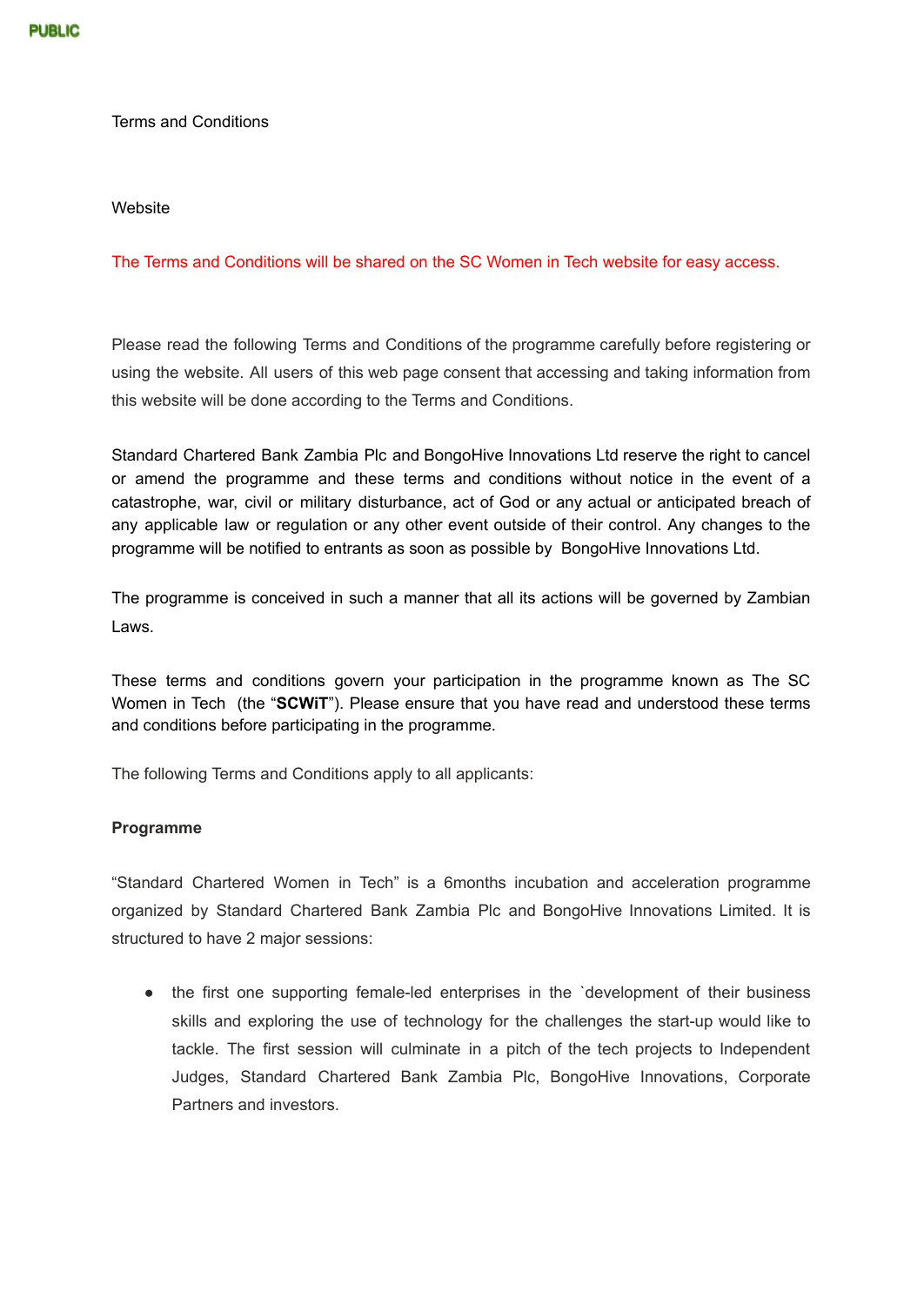Terms and Conditions

Website

The Terms and Conditions will be shared on the SC Women in Tech website for easy access.

Please read the following Terms and Conditions of the programme carefully before registering or using the website. All users of this web page consent that accessing and taking information from this website will be done according to the Terms and Conditions.

Standard Chartered Bank Zambia Plc and BongoHive Innovations Ltd reserve the right to cancel or amend the programme and these terms and conditions without notice in the event of a catastrophe, war, civil or military disturbance, act of God or any actual or anticipated breach of any applicable law or regulation or any other event outside of their control. Any changes to the programme will be notified to entrants as soon as possible by BongoHive Innovations Ltd.

The programme is conceived in such a manner that all its actions will be governed by Zambian Laws.

These terms and conditions govern your participation in the programme known as The SC Women in Tech (the "**SCWiT**"). Please ensure that you have read and understood these terms and conditions before participating in the programme.

The following Terms and Conditions apply to all applicants:

**Programme**

"Standard Chartered Women in Tech" is a 6months incubation and acceleration programme organized by Standard Chartered Bank Zambia Plc and BongoHive Innovations Limited. It is structured to have 2 major sessions:

- the first one supporting female-led enterprises in the `development of their business skills and exploring the use of technology for the challenges the start-up would like to tackle. The first session will culminate in a pitch of the tech projects to Independent Judges, Standard Chartered Bank Zambia Plc, BongoHive Innovations, Corporate Partners and investors.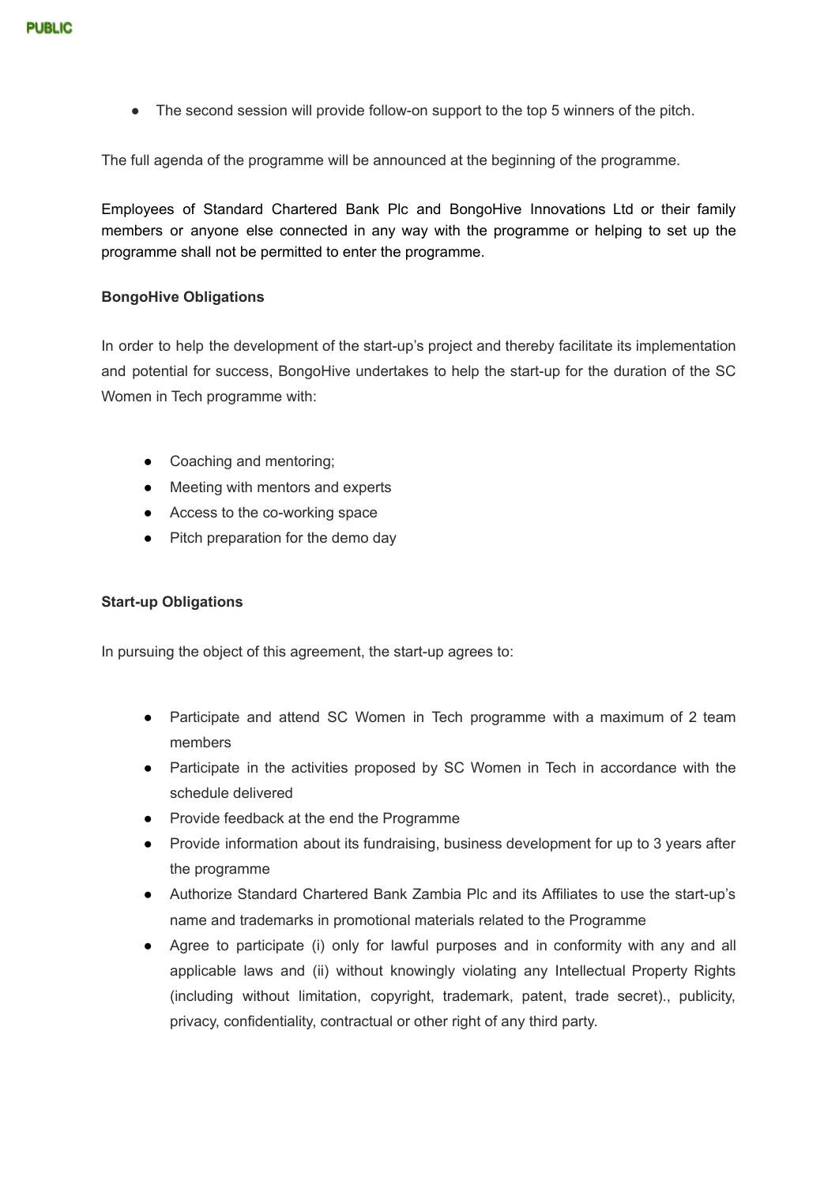- The second session will provide follow-on support to the top 5 winners of the pitch.

The full agenda of the programme will be announced at the beginning of the programme.

Employees of Standard Chartered Bank Plc and BongoHive Innovations Ltd or their family members or anyone else connected in any way with the programme or helping to set up the programme shall not be permitted to enter the programme.

**BongoHive Obligations**

In order to help the development of the start-up's project and thereby facilitate its implementation and potential for success, BongoHive undertakes to help the start-up for the duration of the SC Women in Tech programme with:

- Coaching and mentoring;
- Meeting with mentors and experts
- Access to the co-working space
- Pitch preparation for the demo day

**Start-up Obligations**

In pursuing the object of this agreement, the start-up agrees to:

- Participate and attend SC Women in Tech programme with a maximum of 2 team members
- Participate in the activities proposed by SC Women in Tech in accordance with the schedule delivered
- Provide feedback at the end the Programme
- Provide information about its fundraising, business development for up to 3 years after the programme
- Authorize Standard Chartered Bank Zambia Plc and its Affiliates to use the start-up's name and trademarks in promotional materials related to the Programme
- Agree to participate (i) only for lawful purposes and in conformity with any and all applicable laws and (ii) without knowingly violating any Intellectual Property Rights (including without limitation, copyright, trademark, patent, trade secret)., publicity, privacy, confidentiality, contractual or other right of any third party.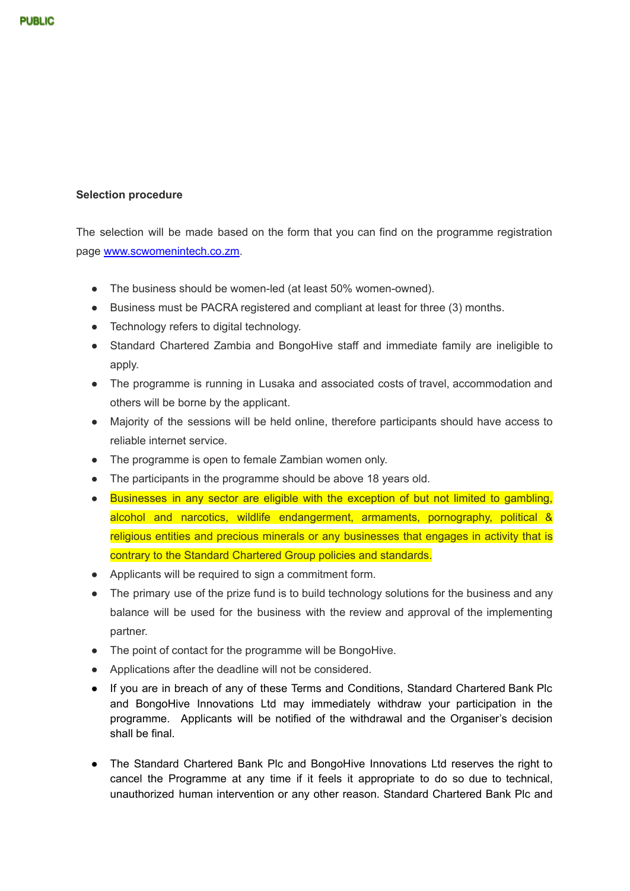**Selection procedure**

The selection will be made based on the form that you can find on the programme registration page [www.scwomenintech.co.zm](http://www.scwomenintech.co.zm).

- The business should be women-led (at least 50% women-owned).
- Business must be PACRA registered and compliant at least for three (3) months.
- Technology refers to digital technology.
- Standard Chartered Zambia and BongoHive staff and immediate family are ineligible to apply.
- The programme is running in Lusaka and associated costs of travel, accommodation and others will be borne by the applicant.
- Majority of the sessions will be held online, therefore participants should have access to reliable internet service.
- The programme is open to female Zambian women only.
- The participants in the programme should be above 18 years old.
- Businesses in any sector are eligible with the exception of but not limited to gambling, alcohol and narcotics, wildlife endangerment, armaments, pornography, political & religious entities and precious minerals or any businesses that engages in activity that is contrary to the Standard Chartered Group policies and standards.
- Applicants will be required to sign a commitment form.
- The primary use of the prize fund is to build technology solutions for the business and any balance will be used for the business with the review and approval of the implementing partner.
- The point of contact for the programme will be BongoHive.
- Applications after the deadline will not be considered.
- If you are in breach of any of these Terms and Conditions, Standard Chartered Bank Plc and BongoHive Innovations Ltd may immediately withdraw your participation in the programme. Applicants will be notified of the withdrawal and the Organiser's decision shall be final.
- The Standard Chartered Bank Plc and BongoHive Innovations Ltd reserves the right to cancel the Programme at any time if it feels it appropriate to do so due to technical, unauthorized human intervention or any other reason. Standard Chartered Bank Plc and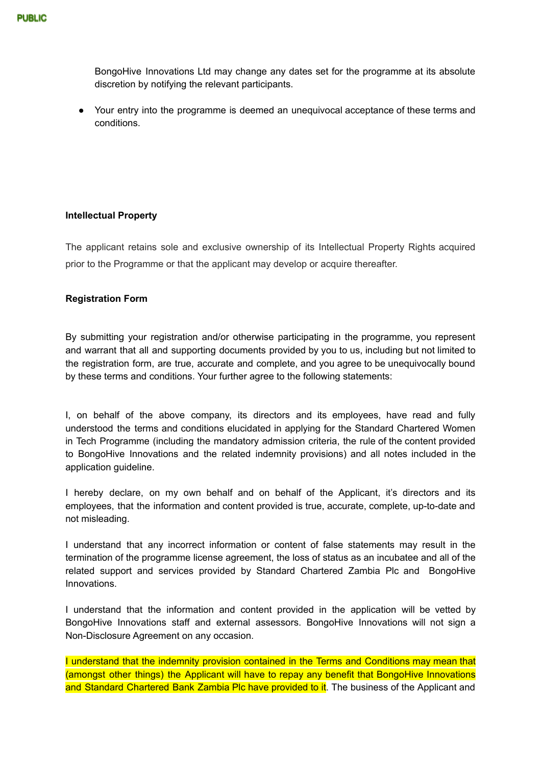BongoHive Innovations Ltd may change any dates set for the programme at its absolute discretion by notifying the relevant participants.

- Your entry into the programme is deemed an unequivocal acceptance of these terms and conditions.

**Intellectual Property**

The applicant retains sole and exclusive ownership of its Intellectual Property Rights acquired prior to the Programme or that the applicant may develop or acquire thereafter.

**Registration Form**

By submitting your registration and/or otherwise participating in the programme, you represent and warrant that all and supporting documents provided by you to us, including but not limited to the registration form, are true, accurate and complete, and you agree to be unequivocally bound by these terms and conditions. Your further agree to the following statements:

I, on behalf of the above company, its directors and its employees, have read and fully understood the terms and conditions elucidated in applying for the Standard Chartered Women in Tech Programme (including the mandatory admission criteria, the rule of the content provided to BongoHive Innovations and the related indemnity provisions) and all notes included in the application guideline.

I hereby declare, on my own behalf and on behalf of the Applicant, it's directors and its employees, that the information and content provided is true, accurate, complete, up-to-date and not misleading.

I understand that any incorrect information or content of false statements may result in the termination of the programme license agreement, the loss of status as an incubatee and all of the related support and services provided by Standard Chartered Zambia Plc and BongoHive Innovations.

I understand that the information and content provided in the application will be vetted by BongoHive Innovations staff and external assessors. BongoHive Innovations will not sign a Non-Disclosure Agreement on any occasion.

I understand that the indemnity provision contained in the Terms and Conditions may mean that (amongst other things) the Applicant will have to repay any benefit that BongoHive Innovations and Standard Chartered Bank Zambia Plc have provided to it. The business of the Applicant and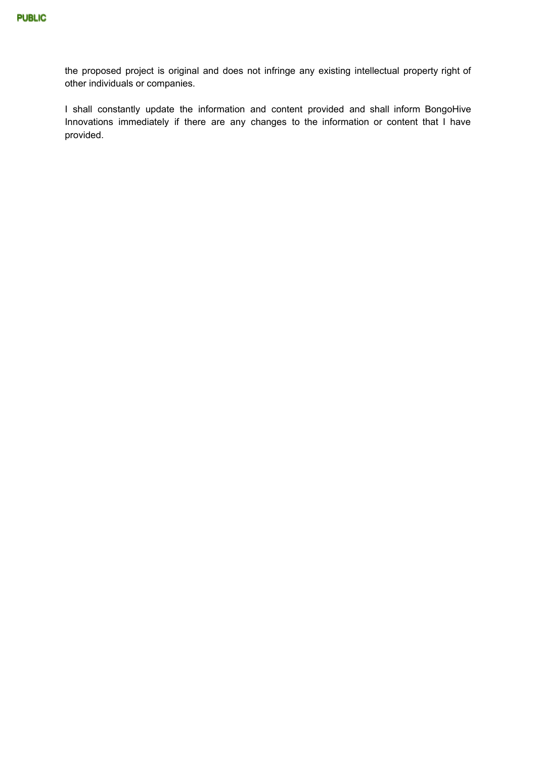the proposed project is original and does not infringe any existing intellectual property right of other individuals or companies.

I shall constantly update the information and content provided and shall inform BongoHive Innovations immediately if there are any changes to the information or content that I have provided.